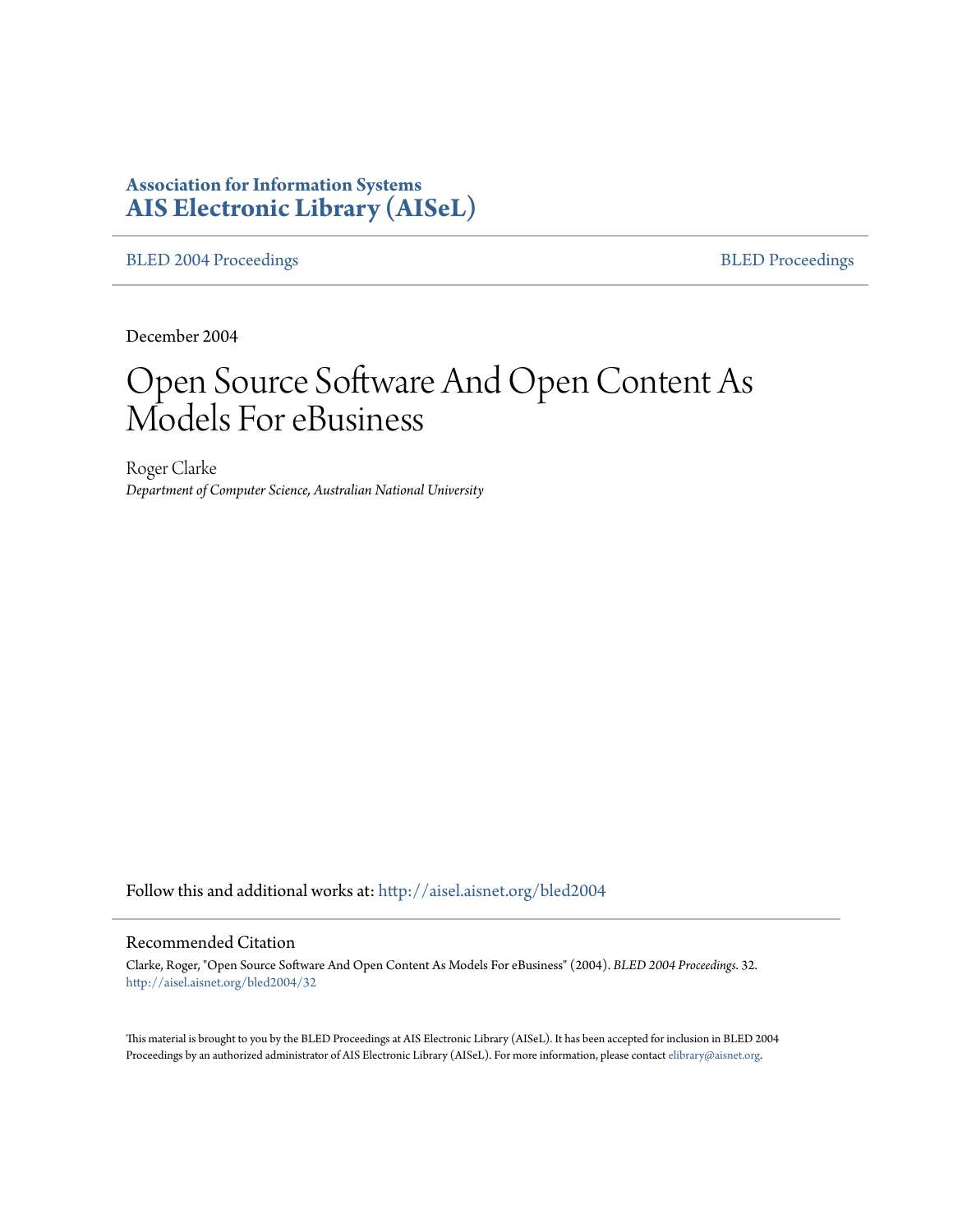**Association for Information Systems**
**AIS Electronic Library (AISeL)**

BLED 2004 Proceedings | BLED Proceedings

December 2004

# Open Source Software And Open Content As Models For eBusiness

Roger Clarke
*Department of Computer Science, Australian National University*

Follow this and additional works at: http://aisel.aisnet.org/bled2004

## Recommended Citation

Clarke, Roger, "Open Source Software And Open Content As Models For eBusiness" (2004). *BLED 2004 Proceedings*. 32.
http://aisel.aisnet.org/bled2004/32

This material is brought to you by the BLED Proceedings at AIS Electronic Library (AISeL). It has been accepted for inclusion in BLED 2004 Proceedings by an authorized administrator of AIS Electronic Library (AISeL). For more information, please contact elibrary@aisnet.org.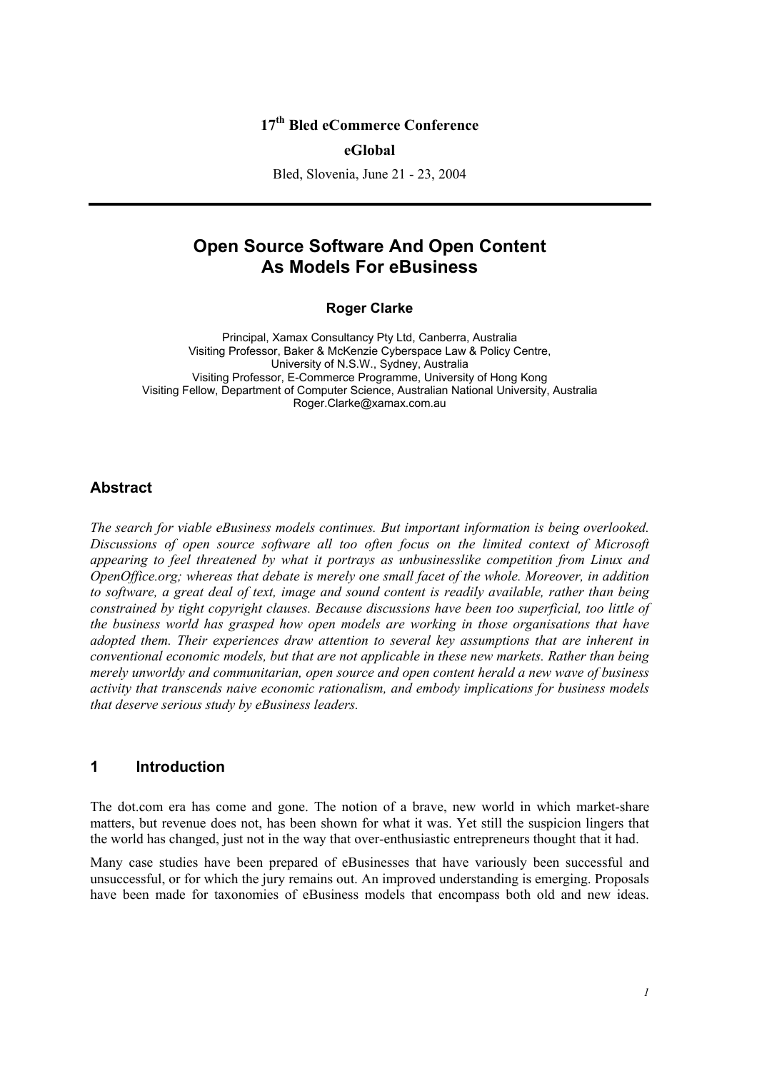**17th Bled eCommerce Conference**

**eGlobal**

Bled, Slovenia, June 21 - 23, 2004

---

# Open Source Software And Open Content As Models For eBusiness

**Roger Clarke**

Principal, Xamax Consultancy Pty Ltd, Canberra, Australia
Visiting Professor, Baker & McKenzie Cyberspace Law & Policy Centre, University of N.S.W., Sydney, Australia
Visiting Professor, E-Commerce Programme, University of Hong Kong
Visiting Fellow, Department of Computer Science, Australian National University, Australia
Roger.Clarke@xamax.com.au

## Abstract

*The search for viable eBusiness models continues. But important information is being overlooked. Discussions of open source software all too often focus on the limited context of Microsoft appearing to feel threatened by what it portrays as unbusinesslike competition from Linux and OpenOffice.org; whereas that debate is merely one small facet of the whole. Moreover, in addition to software, a great deal of text, image and sound content is readily available, rather than being constrained by tight copyright clauses. Because discussions have been too superficial, too little of the business world has grasped how open models are working in those organisations that have adopted them. Their experiences draw attention to several key assumptions that are inherent in conventional economic models, but that are not applicable in these new markets. Rather than being merely unworldy and communitarian, open source and open content herald a new wave of business activity that transcends naive economic rationalism, and embody implications for business models that deserve serious study by eBusiness leaders.*

## 1 Introduction

The dot.com era has come and gone. The notion of a brave, new world in which market-share matters, but revenue does not, has been shown for what it was. Yet still the suspicion lingers that the world has changed, just not in the way that over-enthusiastic entrepreneurs thought that it had.

Many case studies have been prepared of eBusinesses that have variously been successful and unsuccessful, or for which the jury remains out. An improved understanding is emerging. Proposals have been made for taxonomies of eBusiness models that encompass both old and new ideas.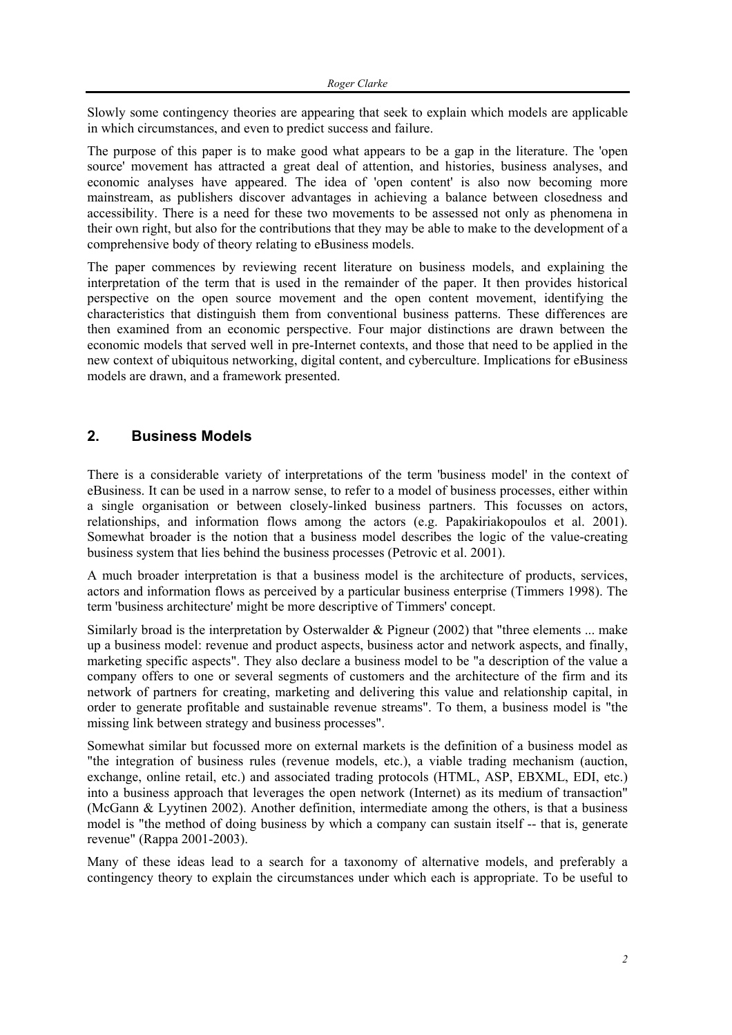Slowly some contingency theories are appearing that seek to explain which models are applicable in which circumstances, and even to predict success and failure.

The purpose of this paper is to make good what appears to be a gap in the literature. The 'open source' movement has attracted a great deal of attention, and histories, business analyses, and economic analyses have appeared. The idea of 'open content' is also now becoming more mainstream, as publishers discover advantages in achieving a balance between closedness and accessibility. There is a need for these two movements to be assessed not only as phenomena in their own right, but also for the contributions that they may be able to make to the development of a comprehensive body of theory relating to eBusiness models.

The paper commences by reviewing recent literature on business models, and explaining the interpretation of the term that is used in the remainder of the paper. It then provides historical perspective on the open source movement and the open content movement, identifying the characteristics that distinguish them from conventional business patterns. These differences are then examined from an economic perspective. Four major distinctions are drawn between the economic models that served well in pre-Internet contexts, and those that need to be applied in the new context of ubiquitous networking, digital content, and cyberculture. Implications for eBusiness models are drawn, and a framework presented.

## 2. Business Models

There is a considerable variety of interpretations of the term 'business model' in the context of eBusiness. It can be used in a narrow sense, to refer to a model of business processes, either within a single organisation or between closely-linked business partners. This focusses on actors, relationships, and information flows among the actors (e.g. Papakiriakopoulos et al. 2001). Somewhat broader is the notion that a business model describes the logic of the value-creating business system that lies behind the business processes (Petrovic et al. 2001).

A much broader interpretation is that a business model is the architecture of products, services, actors and information flows as perceived by a particular business enterprise (Timmers 1998). The term 'business architecture' might be more descriptive of Timmers' concept.

Similarly broad is the interpretation by Osterwalder & Pigneur (2002) that "three elements ... make up a business model: revenue and product aspects, business actor and network aspects, and finally, marketing specific aspects". They also declare a business model to be "a description of the value a company offers to one or several segments of customers and the architecture of the firm and its network of partners for creating, marketing and delivering this value and relationship capital, in order to generate profitable and sustainable revenue streams". To them, a business model is "the missing link between strategy and business processes".

Somewhat similar but focussed more on external markets is the definition of a business model as "the integration of business rules (revenue models, etc.), a viable trading mechanism (auction, exchange, online retail, etc.) and associated trading protocols (HTML, ASP, EBXML, EDI, etc.) into a business approach that leverages the open network (Internet) as its medium of transaction" (McGann & Lyytinen 2002). Another definition, intermediate among the others, is that a business model is "the method of doing business by which a company can sustain itself -- that is, generate revenue" (Rappa 2001-2003).

Many of these ideas lead to a search for a taxonomy of alternative models, and preferably a contingency theory to explain the circumstances under which each is appropriate. To be useful to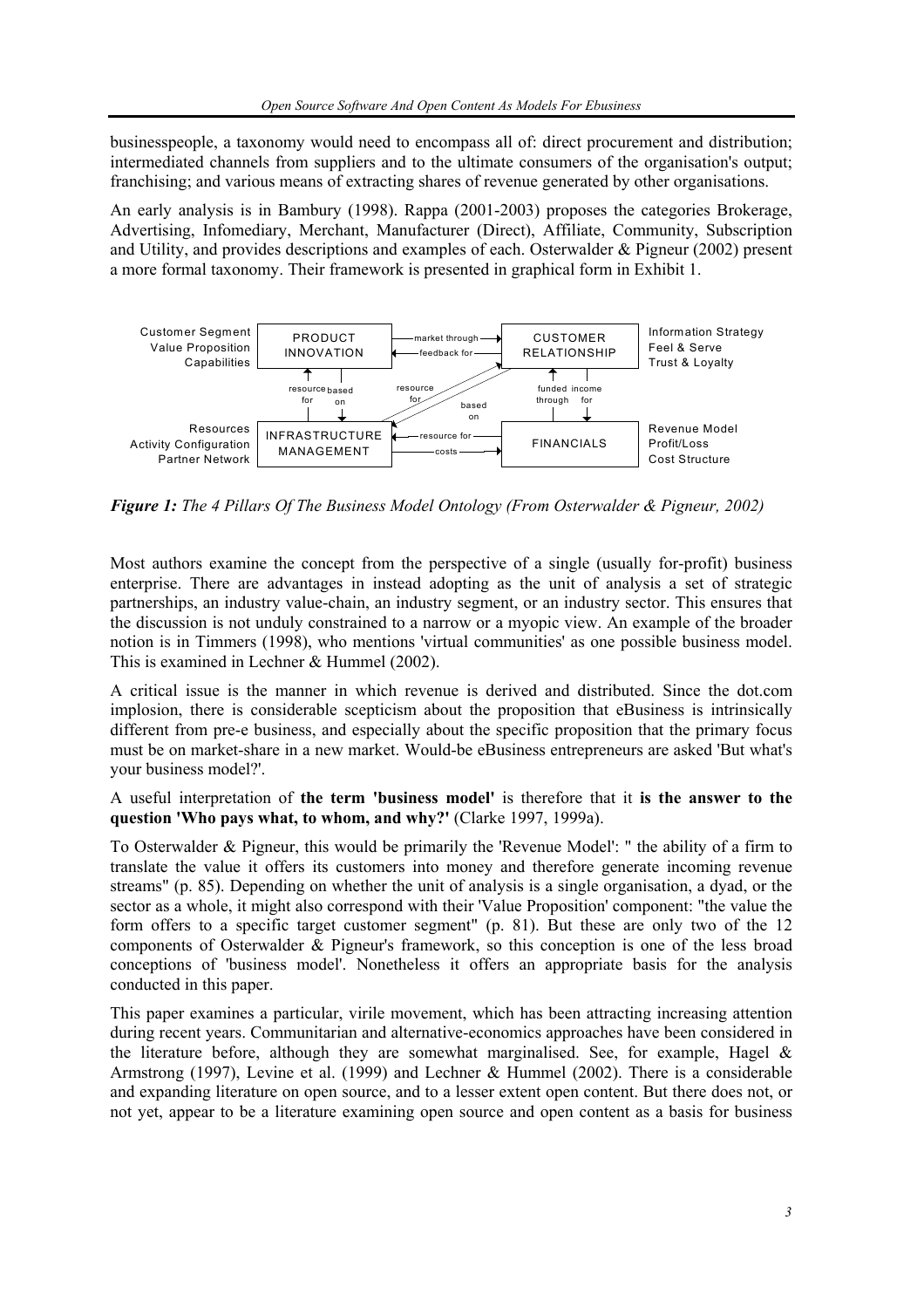businesspeople, a taxonomy would need to encompass all of: direct procurement and distribution; intermediated channels from suppliers and to the ultimate consumers of the organisation's output; franchising; and various means of extracting shares of revenue generated by other organisations.

An early analysis is in Bambury (1998). Rappa (2001-2003) proposes the categories Brokerage, Advertising, Infomediary, Merchant, Manufacturer (Direct), Affiliate, Community, Subscription and Utility, and provides descriptions and examples of each. Osterwalder & Pigneur (2002) present a more formal taxonomy. Their framework is presented in graphical form in Exhibit 1.

***Figure 1:** The 4 Pillars Of The Business Model Ontology (From Osterwalder & Pigneur, 2002)*

Most authors examine the concept from the perspective of a single (usually for-profit) business enterprise. There are advantages in instead adopting as the unit of analysis a set of strategic partnerships, an industry value-chain, an industry segment, or an industry sector. This ensures that the discussion is not unduly constrained to a narrow or a myopic view. An example of the broader notion is in Timmers (1998), who mentions 'virtual communities' as one possible business model. This is examined in Lechner & Hummel (2002).

A critical issue is the manner in which revenue is derived and distributed. Since the dot.com implosion, there is considerable scepticism about the proposition that eBusiness is intrinsically different from pre-e business, and especially about the specific proposition that the primary focus must be on market-share in a new market. Would-be eBusiness entrepreneurs are asked 'But what's your business model?'.

A useful interpretation of **the term 'business model'** is therefore that it **is the answer to the question 'Who pays what, to whom, and why?'** (Clarke 1997, 1999a).

To Osterwalder & Pigneur, this would be primarily the 'Revenue Model': " the ability of a firm to translate the value it offers its customers into money and therefore generate incoming revenue streams" (p. 85). Depending on whether the unit of analysis is a single organisation, a dyad, or the sector as a whole, it might also correspond with their 'Value Proposition' component: "the value the form offers to a specific target customer segment" (p. 81). But these are only two of the 12 components of Osterwalder & Pigneur's framework, so this conception is one of the less broad conceptions of 'business model'. Nonetheless it offers an appropriate basis for the analysis conducted in this paper.

This paper examines a particular, virile movement, which has been attracting increasing attention during recent years. Communitarian and alternative-economics approaches have been considered in the literature before, although they are somewhat marginalised. See, for example, Hagel & Armstrong (1997), Levine et al. (1999) and Lechner & Hummel (2002). There is a considerable and expanding literature on open source, and to a lesser extent open content. But there does not, or not yet, appear to be a literature examining open source and open content as a basis for business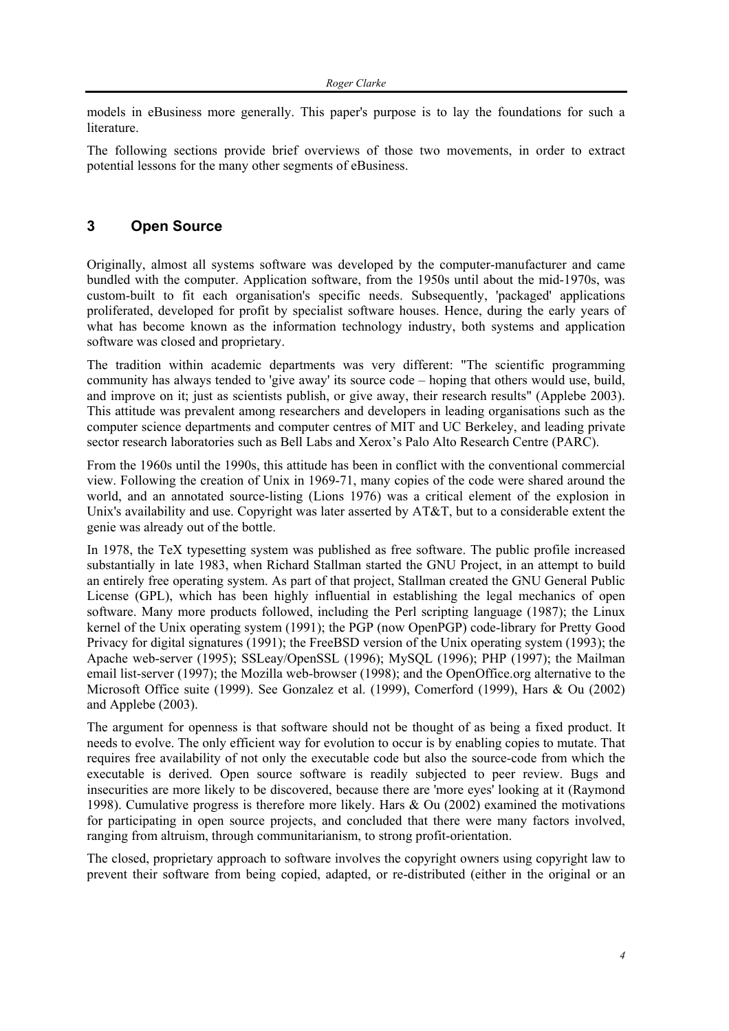models in eBusiness more generally. This paper's purpose is to lay the foundations for such a literature.

The following sections provide brief overviews of those two movements, in order to extract potential lessons for the many other segments of eBusiness.

## 3 Open Source

Originally, almost all systems software was developed by the computer-manufacturer and came bundled with the computer. Application software, from the 1950s until about the mid-1970s, was custom-built to fit each organisation's specific needs. Subsequently, 'packaged' applications proliferated, developed for profit by specialist software houses. Hence, during the early years of what has become known as the information technology industry, both systems and application software was closed and proprietary.

The tradition within academic departments was very different: "The scientific programming community has always tended to 'give away' its source code – hoping that others would use, build, and improve on it; just as scientists publish, or give away, their research results" (Applebe 2003). This attitude was prevalent among researchers and developers in leading organisations such as the computer science departments and computer centres of MIT and UC Berkeley, and leading private sector research laboratories such as Bell Labs and Xerox's Palo Alto Research Centre (PARC).

From the 1960s until the 1990s, this attitude has been in conflict with the conventional commercial view. Following the creation of Unix in 1969-71, many copies of the code were shared around the world, and an annotated source-listing (Lions 1976) was a critical element of the explosion in Unix's availability and use. Copyright was later asserted by AT&T, but to a considerable extent the genie was already out of the bottle.

In 1978, the TeX typesetting system was published as free software. The public profile increased substantially in late 1983, when Richard Stallman started the GNU Project, in an attempt to build an entirely free operating system. As part of that project, Stallman created the GNU General Public License (GPL), which has been highly influential in establishing the legal mechanics of open software. Many more products followed, including the Perl scripting language (1987); the Linux kernel of the Unix operating system (1991); the PGP (now OpenPGP) code-library for Pretty Good Privacy for digital signatures (1991); the FreeBSD version of the Unix operating system (1993); the Apache web-server (1995); SSLeay/OpenSSL (1996); MySQL (1996); PHP (1997); the Mailman email list-server (1997); the Mozilla web-browser (1998); and the OpenOffice.org alternative to the Microsoft Office suite (1999). See Gonzalez et al. (1999), Comerford (1999), Hars & Ou (2002) and Applebe (2003).

The argument for openness is that software should not be thought of as being a fixed product. It needs to evolve. The only efficient way for evolution to occur is by enabling copies to mutate. That requires free availability of not only the executable code but also the source-code from which the executable is derived. Open source software is readily subjected to peer review. Bugs and insecurities are more likely to be discovered, because there are 'more eyes' looking at it (Raymond 1998). Cumulative progress is therefore more likely. Hars & Ou (2002) examined the motivations for participating in open source projects, and concluded that there were many factors involved, ranging from altruism, through communitarianism, to strong profit-orientation.

The closed, proprietary approach to software involves the copyright owners using copyright law to prevent their software from being copied, adapted, or re-distributed (either in the original or an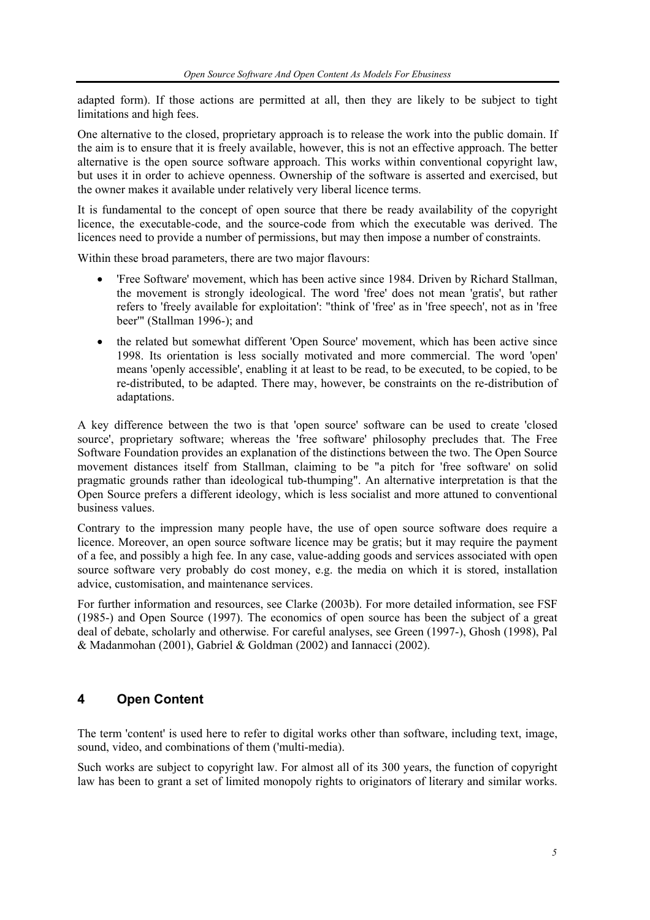adapted form). If those actions are permitted at all, then they are likely to be subject to tight limitations and high fees.

One alternative to the closed, proprietary approach is to release the work into the public domain. If the aim is to ensure that it is freely available, however, this is not an effective approach. The better alternative is the open source software approach. This works within conventional copyright law, but uses it in order to achieve openness. Ownership of the software is asserted and exercised, but the owner makes it available under relatively very liberal licence terms.

It is fundamental to the concept of open source that there be ready availability of the copyright licence, the executable-code, and the source-code from which the executable was derived. The licences need to provide a number of permissions, but may then impose a number of constraints.

Within these broad parameters, there are two major flavours:

- 'Free Software' movement, which has been active since 1984. Driven by Richard Stallman, the movement is strongly ideological. The word 'free' does not mean 'gratis', but rather refers to 'freely available for exploitation': "think of 'free' as in 'free speech', not as in 'free beer'" (Stallman 1996-); and
- the related but somewhat different 'Open Source' movement, which has been active since 1998. Its orientation is less socially motivated and more commercial. The word 'open' means 'openly accessible', enabling it at least to be read, to be executed, to be copied, to be re-distributed, to be adapted. There may, however, be constraints on the re-distribution of adaptations.

A key difference between the two is that 'open source' software can be used to create 'closed source', proprietary software; whereas the 'free software' philosophy precludes that. The Free Software Foundation provides an explanation of the distinctions between the two. The Open Source movement distances itself from Stallman, claiming to be "a pitch for 'free software' on solid pragmatic grounds rather than ideological tub-thumping". An alternative interpretation is that the Open Source prefers a different ideology, which is less socialist and more attuned to conventional business values.

Contrary to the impression many people have, the use of open source software does require a licence. Moreover, an open source software licence may be gratis; but it may require the payment of a fee, and possibly a high fee. In any case, value-adding goods and services associated with open source software very probably do cost money, e.g. the media on which it is stored, installation advice, customisation, and maintenance services.

For further information and resources, see Clarke (2003b). For more detailed information, see FSF (1985-) and Open Source (1997). The economics of open source has been the subject of a great deal of debate, scholarly and otherwise. For careful analyses, see Green (1997-), Ghosh (1998), Pal & Madanmohan (2001), Gabriel & Goldman (2002) and Iannacci (2002).

## 4 Open Content

The term 'content' is used here to refer to digital works other than software, including text, image, sound, video, and combinations of them ('multi-media).

Such works are subject to copyright law. For almost all of its 300 years, the function of copyright law has been to grant a set of limited monopoly rights to originators of literary and similar works.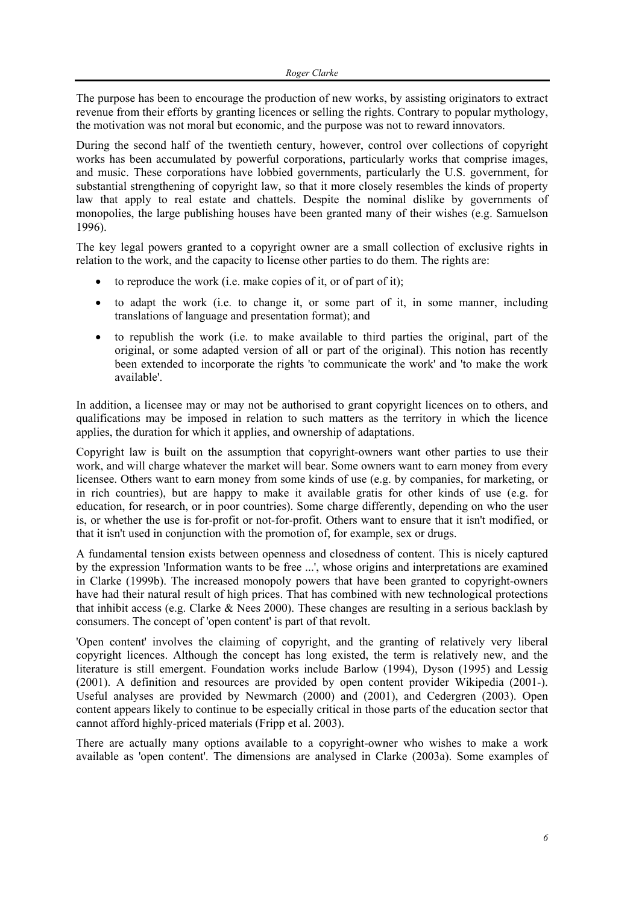The purpose has been to encourage the production of new works, by assisting originators to extract revenue from their efforts by granting licences or selling the rights. Contrary to popular mythology, the motivation was not moral but economic, and the purpose was not to reward innovators.

During the second half of the twentieth century, however, control over collections of copyright works has been accumulated by powerful corporations, particularly works that comprise images, and music. These corporations have lobbied governments, particularly the U.S. government, for substantial strengthening of copyright law, so that it more closely resembles the kinds of property law that apply to real estate and chattels. Despite the nominal dislike by governments of monopolies, the large publishing houses have been granted many of their wishes (e.g. Samuelson 1996).

The key legal powers granted to a copyright owner are a small collection of exclusive rights in relation to the work, and the capacity to license other parties to do them. The rights are:

- to reproduce the work (i.e. make copies of it, or of part of it);
- to adapt the work (i.e. to change it, or some part of it, in some manner, including translations of language and presentation format); and
- to republish the work (i.e. to make available to third parties the original, part of the original, or some adapted version of all or part of the original). This notion has recently been extended to incorporate the rights 'to communicate the work' and 'to make the work available'.

In addition, a licensee may or may not be authorised to grant copyright licences on to others, and qualifications may be imposed in relation to such matters as the territory in which the licence applies, the duration for which it applies, and ownership of adaptations.

Copyright law is built on the assumption that copyright-owners want other parties to use their work, and will charge whatever the market will bear. Some owners want to earn money from every licensee. Others want to earn money from some kinds of use (e.g. by companies, for marketing, or in rich countries), but are happy to make it available gratis for other kinds of use (e.g. for education, for research, or in poor countries). Some charge differently, depending on who the user is, or whether the use is for-profit or not-for-profit. Others want to ensure that it isn't modified, or that it isn't used in conjunction with the promotion of, for example, sex or drugs.

A fundamental tension exists between openness and closedness of content. This is nicely captured by the expression 'Information wants to be free ...', whose origins and interpretations are examined in Clarke (1999b). The increased monopoly powers that have been granted to copyright-owners have had their natural result of high prices. That has combined with new technological protections that inhibit access (e.g. Clarke & Nees 2000). These changes are resulting in a serious backlash by consumers. The concept of 'open content' is part of that revolt.

'Open content' involves the claiming of copyright, and the granting of relatively very liberal copyright licences. Although the concept has long existed, the term is relatively new, and the literature is still emergent. Foundation works include Barlow (1994), Dyson (1995) and Lessig (2001). A definition and resources are provided by open content provider Wikipedia (2001-). Useful analyses are provided by Newmarch (2000) and (2001), and Cedergren (2003). Open content appears likely to continue to be especially critical in those parts of the education sector that cannot afford highly-priced materials (Fripp et al. 2003).

There are actually many options available to a copyright-owner who wishes to make a work available as 'open content'. The dimensions are analysed in Clarke (2003a). Some examples of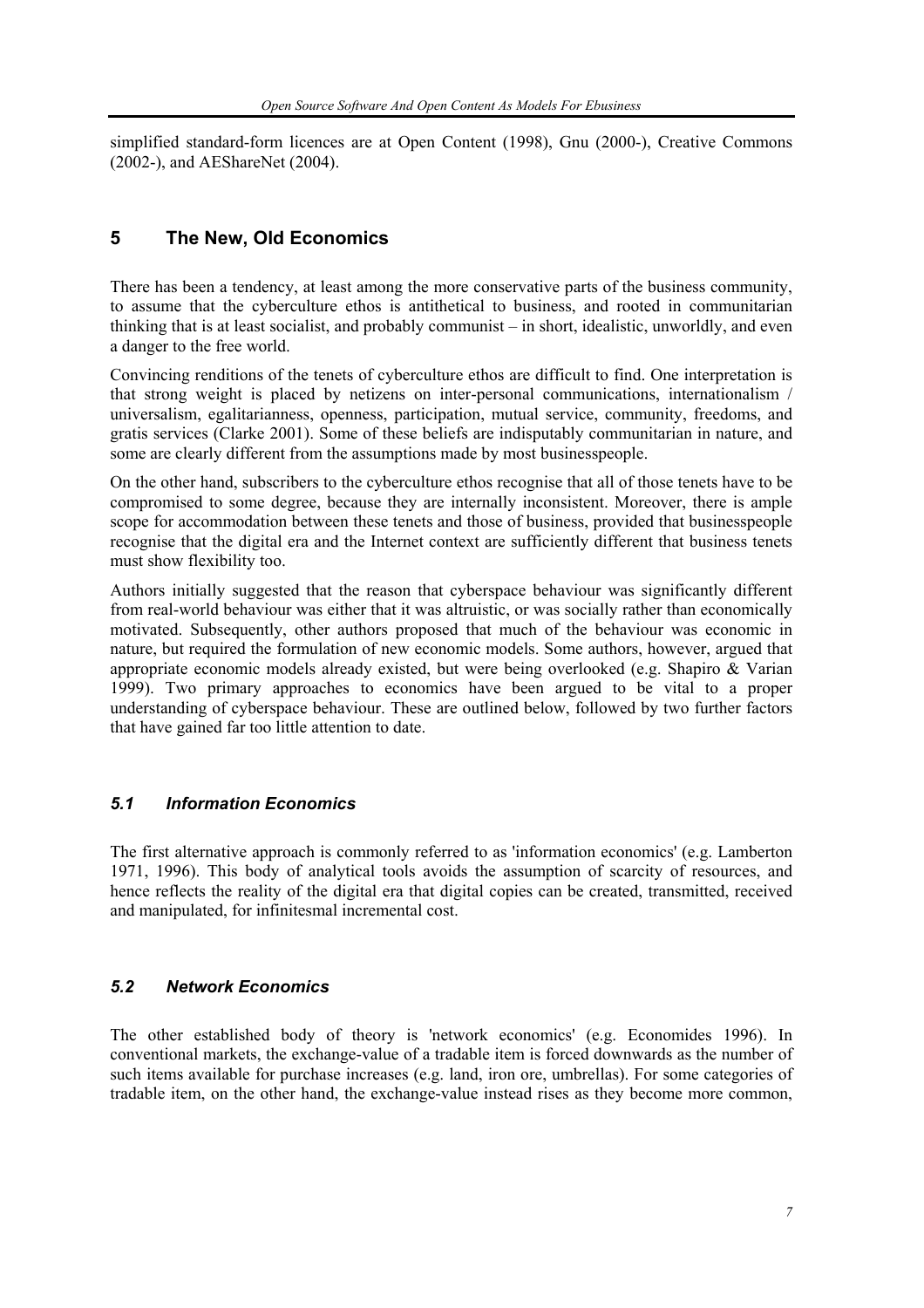simplified standard-form licences are at Open Content (1998), Gnu (2000-), Creative Commons (2002-), and AEShareNet (2004).

## 5 The New, Old Economics

There has been a tendency, at least among the more conservative parts of the business community, to assume that the cyberculture ethos is antithetical to business, and rooted in communitarian thinking that is at least socialist, and probably communist – in short, idealistic, unworldly, and even a danger to the free world.

Convincing renditions of the tenets of cyberculture ethos are difficult to find. One interpretation is that strong weight is placed by netizens on inter-personal communications, internationalism / universalism, egalitarianness, openness, participation, mutual service, community, freedoms, and gratis services (Clarke 2001). Some of these beliefs are indisputably communitarian in nature, and some are clearly different from the assumptions made by most businesspeople.

On the other hand, subscribers to the cyberculture ethos recognise that all of those tenets have to be compromised to some degree, because they are internally inconsistent. Moreover, there is ample scope for accommodation between these tenets and those of business, provided that businesspeople recognise that the digital era and the Internet context are sufficiently different that business tenets must show flexibility too.

Authors initially suggested that the reason that cyberspace behaviour was significantly different from real-world behaviour was either that it was altruistic, or was socially rather than economically motivated. Subsequently, other authors proposed that much of the behaviour was economic in nature, but required the formulation of new economic models. Some authors, however, argued that appropriate economic models already existed, but were being overlooked (e.g. Shapiro & Varian 1999). Two primary approaches to economics have been argued to be vital to a proper understanding of cyberspace behaviour. These are outlined below, followed by two further factors that have gained far too little attention to date.

### *5.1 Information Economics*

The first alternative approach is commonly referred to as 'information economics' (e.g. Lamberton 1971, 1996). This body of analytical tools avoids the assumption of scarcity of resources, and hence reflects the reality of the digital era that digital copies can be created, transmitted, received and manipulated, for infinitesmal incremental cost.

### *5.2 Network Economics*

The other established body of theory is 'network economics' (e.g. Economides 1996). In conventional markets, the exchange-value of a tradable item is forced downwards as the number of such items available for purchase increases (e.g. land, iron ore, umbrellas). For some categories of tradable item, on the other hand, the exchange-value instead rises as they become more common,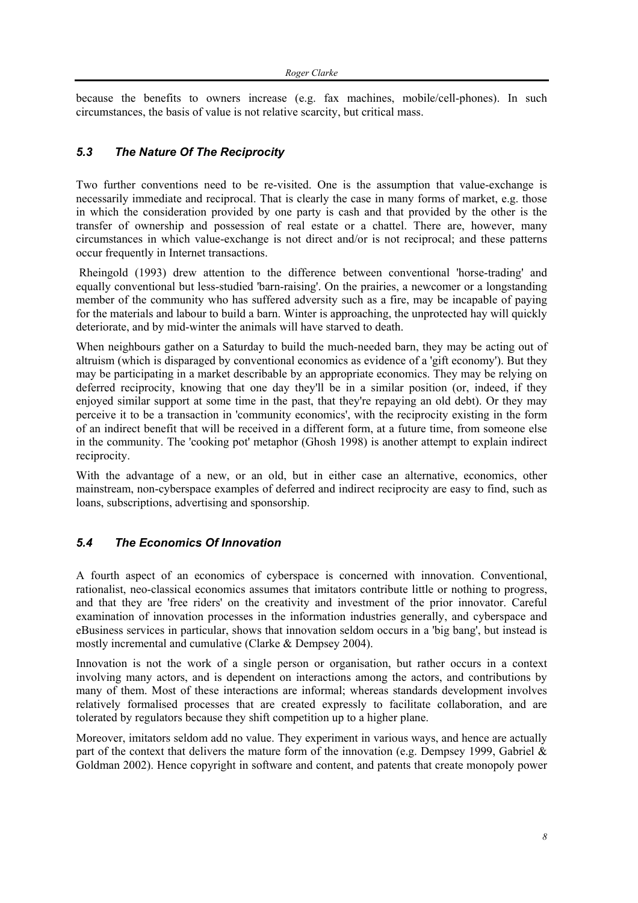because the benefits to owners increase (e.g. fax machines, mobile/cell-phones). In such circumstances, the basis of value is not relative scarcity, but critical mass.

### *5.3 The Nature Of The Reciprocity*

Two further conventions need to be re-visited. One is the assumption that value-exchange is necessarily immediate and reciprocal. That is clearly the case in many forms of market, e.g. those in which the consideration provided by one party is cash and that provided by the other is the transfer of ownership and possession of real estate or a chattel. There are, however, many circumstances in which value-exchange is not direct and/or is not reciprocal; and these patterns occur frequently in Internet transactions.

Rheingold (1993) drew attention to the difference between conventional 'horse-trading' and equally conventional but less-studied 'barn-raising'. On the prairies, a newcomer or a longstanding member of the community who has suffered adversity such as a fire, may be incapable of paying for the materials and labour to build a barn. Winter is approaching, the unprotected hay will quickly deteriorate, and by mid-winter the animals will have starved to death.

When neighbours gather on a Saturday to build the much-needed barn, they may be acting out of altruism (which is disparaged by conventional economics as evidence of a 'gift economy'). But they may be participating in a market describable by an appropriate economics. They may be relying on deferred reciprocity, knowing that one day they'll be in a similar position (or, indeed, if they enjoyed similar support at some time in the past, that they're repaying an old debt). Or they may perceive it to be a transaction in 'community economics', with the reciprocity existing in the form of an indirect benefit that will be received in a different form, at a future time, from someone else in the community. The 'cooking pot' metaphor (Ghosh 1998) is another attempt to explain indirect reciprocity.

With the advantage of a new, or an old, but in either case an alternative, economics, other mainstream, non-cyberspace examples of deferred and indirect reciprocity are easy to find, such as loans, subscriptions, advertising and sponsorship.

### *5.4 The Economics Of Innovation*

A fourth aspect of an economics of cyberspace is concerned with innovation. Conventional, rationalist, neo-classical economics assumes that imitators contribute little or nothing to progress, and that they are 'free riders' on the creativity and investment of the prior innovator. Careful examination of innovation processes in the information industries generally, and cyberspace and eBusiness services in particular, shows that innovation seldom occurs in a 'big bang', but instead is mostly incremental and cumulative (Clarke & Dempsey 2004).

Innovation is not the work of a single person or organisation, but rather occurs in a context involving many actors, and is dependent on interactions among the actors, and contributions by many of them. Most of these interactions are informal; whereas standards development involves relatively formalised processes that are created expressly to facilitate collaboration, and are tolerated by regulators because they shift competition up to a higher plane.

Moreover, imitators seldom add no value. They experiment in various ways, and hence are actually part of the context that delivers the mature form of the innovation (e.g. Dempsey 1999, Gabriel & Goldman 2002). Hence copyright in software and content, and patents that create monopoly power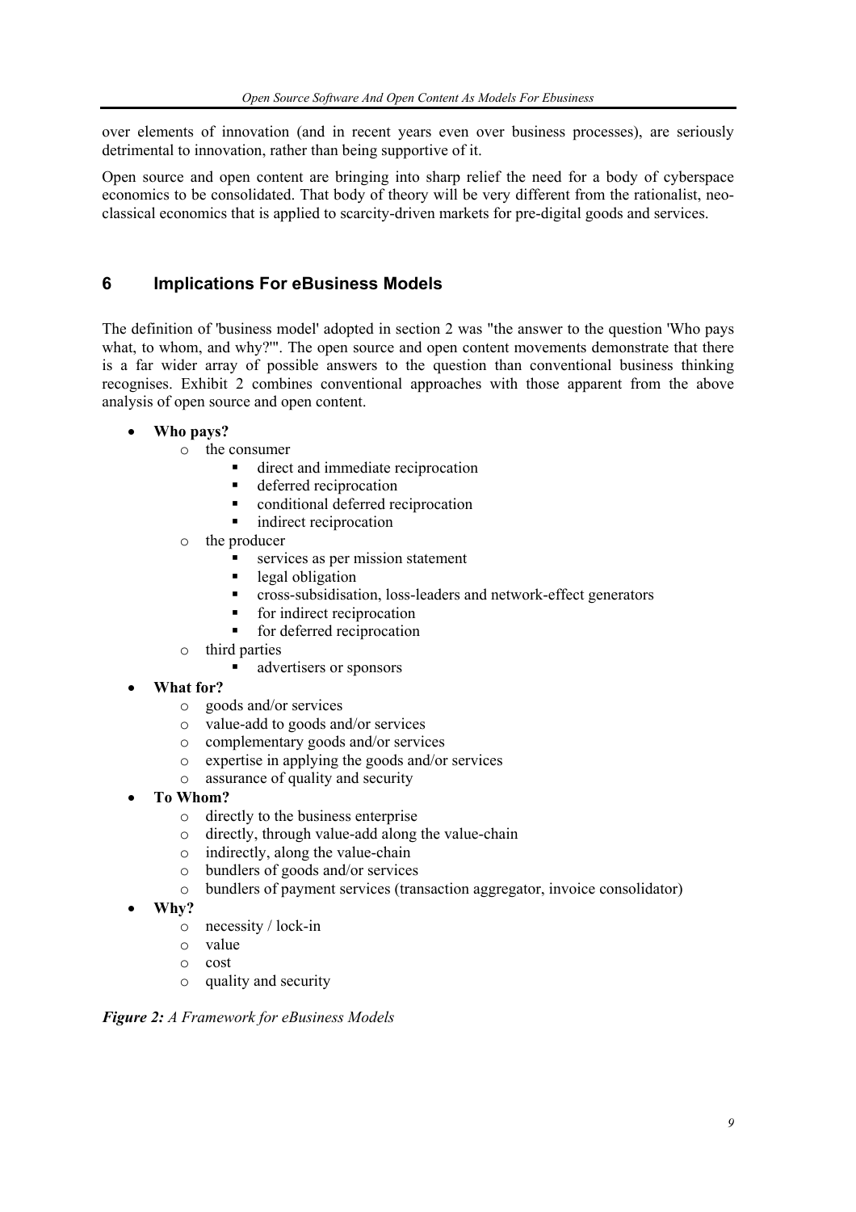over elements of innovation (and in recent years even over business processes), are seriously detrimental to innovation, rather than being supportive of it.

Open source and open content are bringing into sharp relief the need for a body of cyberspace economics to be consolidated. That body of theory will be very different from the rationalist, neo-classical economics that is applied to scarcity-driven markets for pre-digital goods and services.

## 6 Implications For eBusiness Models

The definition of 'business model' adopted in section 2 was "the answer to the question 'Who pays what, to whom, and why?'". The open source and open content movements demonstrate that there is a far wider array of possible answers to the question than conventional business thinking recognises. Exhibit 2 combines conventional approaches with those apparent from the above analysis of open source and open content.

- **Who pays?**
  - the consumer
    - direct and immediate reciprocation
    - deferred reciprocation
    - conditional deferred reciprocation
    - indirect reciprocation
  - the producer
    - services as per mission statement
    - legal obligation
    - cross-subsidisation, loss-leaders and network-effect generators
    - for indirect reciprocation
    - for deferred reciprocation
  - third parties
    - advertisers or sponsors
- **What for?**
  - goods and/or services
  - value-add to goods and/or services
  - complementary goods and/or services
  - expertise in applying the goods and/or services
  - assurance of quality and security
- **To Whom?**
  - directly to the business enterprise
  - directly, through value-add along the value-chain
  - indirectly, along the value-chain
  - bundlers of goods and/or services
  - bundlers of payment services (transaction aggregator, invoice consolidator)
- **Why?**
  - necessity / lock-in
  - value
  - cost
  - quality and security

***Figure 2:*** *A Framework for eBusiness Models*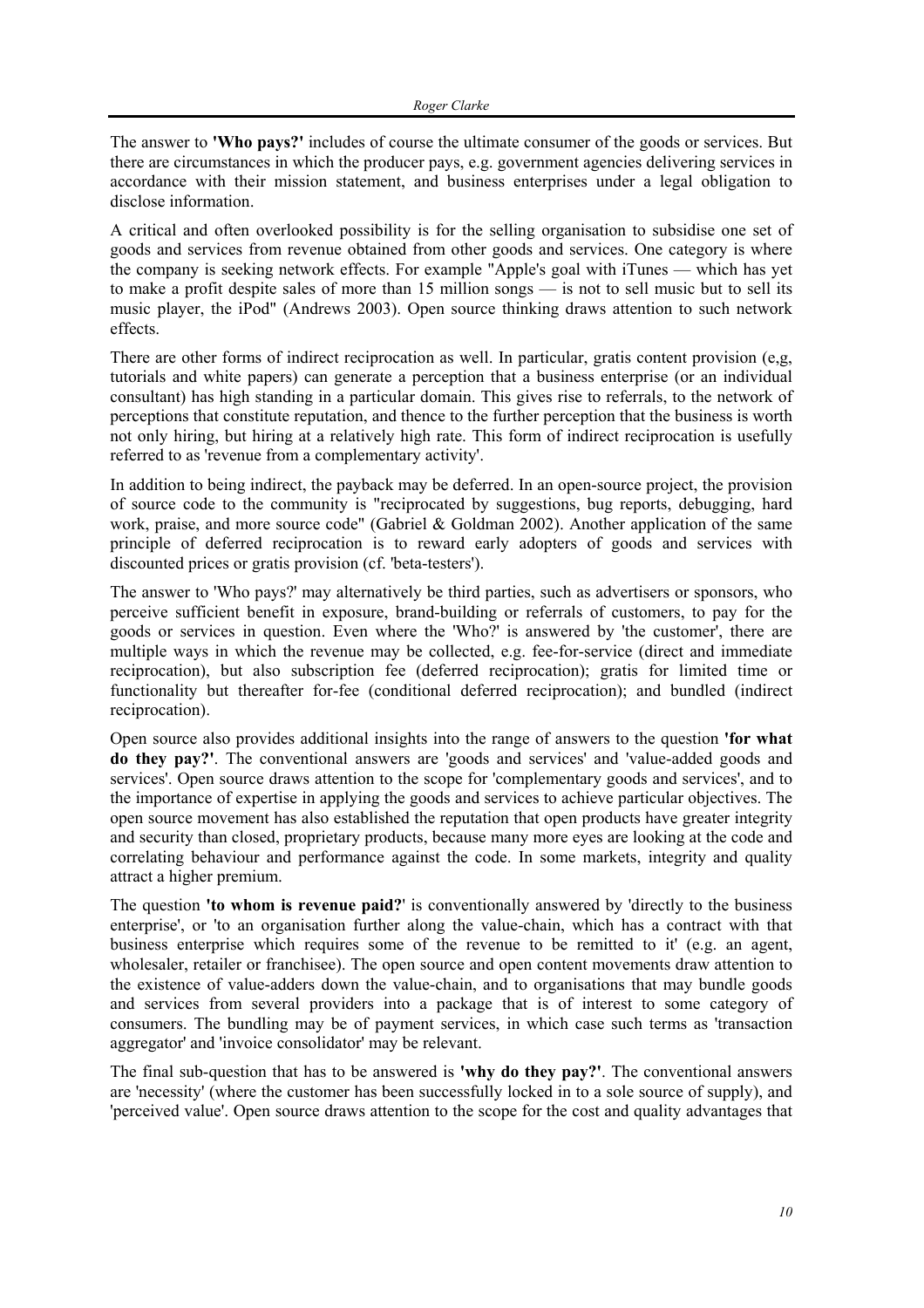The answer to **'Who pays?'** includes of course the ultimate consumer of the goods or services. But there are circumstances in which the producer pays, e.g. government agencies delivering services in accordance with their mission statement, and business enterprises under a legal obligation to disclose information.

A critical and often overlooked possibility is for the selling organisation to subsidise one set of goods and services from revenue obtained from other goods and services. One category is where the company is seeking network effects. For example "Apple's goal with iTunes — which has yet to make a profit despite sales of more than 15 million songs — is not to sell music but to sell its music player, the iPod" (Andrews 2003). Open source thinking draws attention to such network effects.

There are other forms of indirect reciprocation as well. In particular, gratis content provision (e,g, tutorials and white papers) can generate a perception that a business enterprise (or an individual consultant) has high standing in a particular domain. This gives rise to referrals, to the network of perceptions that constitute reputation, and thence to the further perception that the business is worth not only hiring, but hiring at a relatively high rate. This form of indirect reciprocation is usefully referred to as 'revenue from a complementary activity'.

In addition to being indirect, the payback may be deferred. In an open-source project, the provision of source code to the community is "reciprocated by suggestions, bug reports, debugging, hard work, praise, and more source code" (Gabriel & Goldman 2002). Another application of the same principle of deferred reciprocation is to reward early adopters of goods and services with discounted prices or gratis provision (cf. 'beta-testers').

The answer to 'Who pays?' may alternatively be third parties, such as advertisers or sponsors, who perceive sufficient benefit in exposure, brand-building or referrals of customers, to pay for the goods or services in question. Even where the 'Who?' is answered by 'the customer', there are multiple ways in which the revenue may be collected, e.g. fee-for-service (direct and immediate reciprocation), but also subscription fee (deferred reciprocation); gratis for limited time or functionality but thereafter for-fee (conditional deferred reciprocation); and bundled (indirect reciprocation).

Open source also provides additional insights into the range of answers to the question **'for what do they pay?'**. The conventional answers are 'goods and services' and 'value-added goods and services'. Open source draws attention to the scope for 'complementary goods and services', and to the importance of expertise in applying the goods and services to achieve particular objectives. The open source movement has also established the reputation that open products have greater integrity and security than closed, proprietary products, because many more eyes are looking at the code and correlating behaviour and performance against the code. In some markets, integrity and quality attract a higher premium.

The question **'to whom is revenue paid?'** is conventionally answered by 'directly to the business enterprise', or 'to an organisation further along the value-chain, which has a contract with that business enterprise which requires some of the revenue to be remitted to it' (e.g. an agent, wholesaler, retailer or franchisee). The open source and open content movements draw attention to the existence of value-adders down the value-chain, and to organisations that may bundle goods and services from several providers into a package that is of interest to some category of consumers. The bundling may be of payment services, in which case such terms as 'transaction aggregator' and 'invoice consolidator' may be relevant.

The final sub-question that has to be answered is **'why do they pay?'**. The conventional answers are 'necessity' (where the customer has been successfully locked in to a sole source of supply), and 'perceived value'. Open source draws attention to the scope for the cost and quality advantages that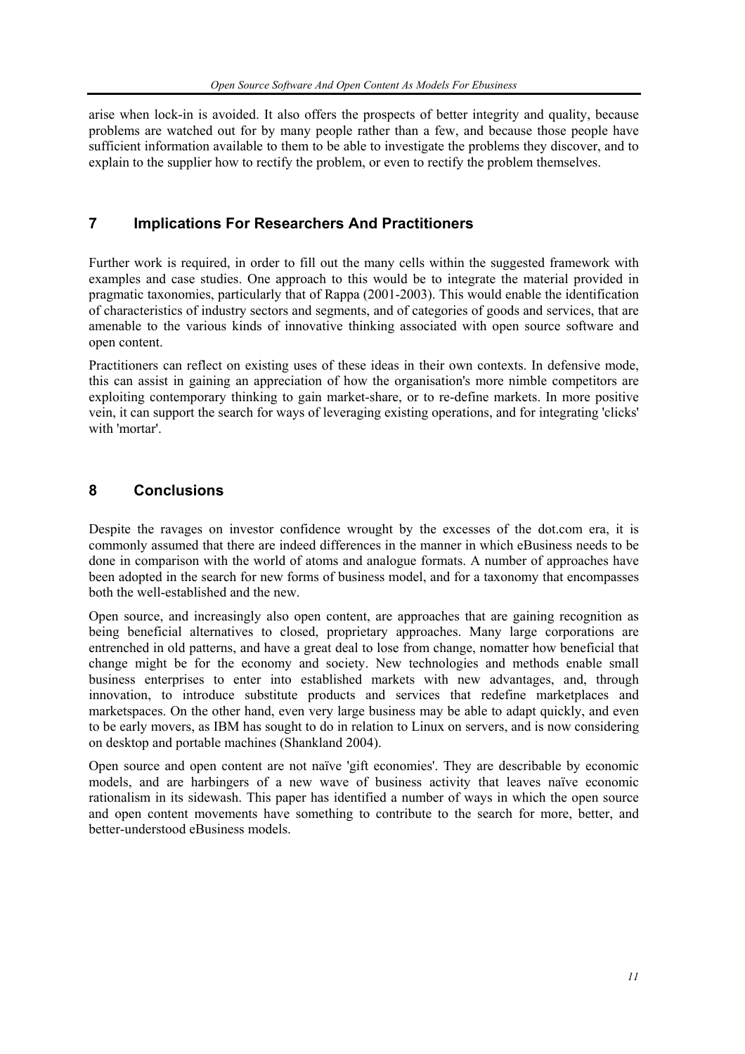arise when lock-in is avoided. It also offers the prospects of better integrity and quality, because problems are watched out for by many people rather than a few, and because those people have sufficient information available to them to be able to investigate the problems they discover, and to explain to the supplier how to rectify the problem, or even to rectify the problem themselves.

## 7 Implications For Researchers And Practitioners

Further work is required, in order to fill out the many cells within the suggested framework with examples and case studies. One approach to this would be to integrate the material provided in pragmatic taxonomies, particularly that of Rappa (2001-2003). This would enable the identification of characteristics of industry sectors and segments, and of categories of goods and services, that are amenable to the various kinds of innovative thinking associated with open source software and open content.

Practitioners can reflect on existing uses of these ideas in their own contexts. In defensive mode, this can assist in gaining an appreciation of how the organisation's more nimble competitors are exploiting contemporary thinking to gain market-share, or to re-define markets. In more positive vein, it can support the search for ways of leveraging existing operations, and for integrating 'clicks' with 'mortar'.

## 8 Conclusions

Despite the ravages on investor confidence wrought by the excesses of the dot.com era, it is commonly assumed that there are indeed differences in the manner in which eBusiness needs to be done in comparison with the world of atoms and analogue formats. A number of approaches have been adopted in the search for new forms of business model, and for a taxonomy that encompasses both the well-established and the new.

Open source, and increasingly also open content, are approaches that are gaining recognition as being beneficial alternatives to closed, proprietary approaches. Many large corporations are entrenched in old patterns, and have a great deal to lose from change, nomatter how beneficial that change might be for the economy and society. New technologies and methods enable small business enterprises to enter into established markets with new advantages, and, through innovation, to introduce substitute products and services that redefine marketplaces and marketspaces. On the other hand, even very large business may be able to adapt quickly, and even to be early movers, as IBM has sought to do in relation to Linux on servers, and is now considering on desktop and portable machines (Shankland 2004).

Open source and open content are not naïve 'gift economies'. They are describable by economic models, and are harbingers of a new wave of business activity that leaves naïve economic rationalism in its sidewash. This paper has identified a number of ways in which the open source and open content movements have something to contribute to the search for more, better, and better-understood eBusiness models.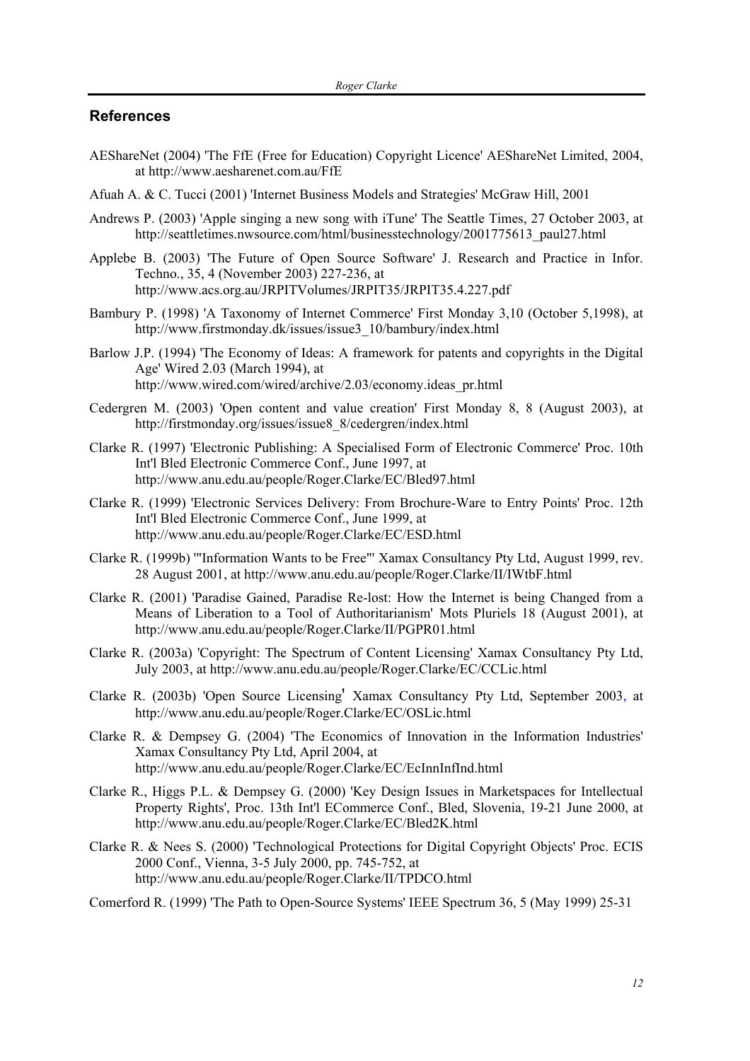## References

AEShareNet (2004) 'The FfE (Free for Education) Copyright Licence' AEShareNet Limited, 2004, at http://www.aesharenet.com.au/FfE

Afuah A. & C. Tucci (2001) 'Internet Business Models and Strategies' McGraw Hill, 2001

Andrews P. (2003) 'Apple singing a new song with iTune' The Seattle Times, 27 October 2003, at http://seattletimes.nwsource.com/html/businesstechnology/2001775613_paul27.html

Applebe B. (2003) 'The Future of Open Source Software' J. Research and Practice in Infor. Techno., 35, 4 (November 2003) 227-236, at http://www.acs.org.au/JRPITVolumes/JRPIT35/JRPIT35.4.227.pdf

Bambury P. (1998) 'A Taxonomy of Internet Commerce' First Monday 3,10 (October 5,1998), at http://www.firstmonday.dk/issues/issue3_10/bambury/index.html

Barlow J.P. (1994) 'The Economy of Ideas: A framework for patents and copyrights in the Digital Age' Wired 2.03 (March 1994), at http://www.wired.com/wired/archive/2.03/economy.ideas_pr.html

Cedergren M. (2003) 'Open content and value creation' First Monday 8, 8 (August 2003), at http://firstmonday.org/issues/issue8_8/cedergren/index.html

Clarke R. (1997) 'Electronic Publishing: A Specialised Form of Electronic Commerce' Proc. 10th Int'l Bled Electronic Commerce Conf., June 1997, at http://www.anu.edu.au/people/Roger.Clarke/EC/Bled97.html

Clarke R. (1999) 'Electronic Services Delivery: From Brochure-Ware to Entry Points' Proc. 12th Int'l Bled Electronic Commerce Conf., June 1999, at http://www.anu.edu.au/people/Roger.Clarke/EC/ESD.html

Clarke R. (1999b) '"Information Wants to be Free"' Xamax Consultancy Pty Ltd, August 1999, rev. 28 August 2001, at http://www.anu.edu.au/people/Roger.Clarke/II/IWtbF.html

Clarke R. (2001) 'Paradise Gained, Paradise Re-lost: How the Internet is being Changed from a Means of Liberation to a Tool of Authoritarianism' Mots Pluriels 18 (August 2001), at http://www.anu.edu.au/people/Roger.Clarke/II/PGPR01.html

Clarke R. (2003a) 'Copyright: The Spectrum of Content Licensing' Xamax Consultancy Pty Ltd, July 2003, at http://www.anu.edu.au/people/Roger.Clarke/EC/CCLic.html

Clarke R. (2003b) 'Open Source Licensing' Xamax Consultancy Pty Ltd, September 2003, at http://www.anu.edu.au/people/Roger.Clarke/EC/OSLic.html

Clarke R. & Dempsey G. (2004) 'The Economics of Innovation in the Information Industries' Xamax Consultancy Pty Ltd, April 2004, at http://www.anu.edu.au/people/Roger.Clarke/EC/EcInnInfInd.html

Clarke R., Higgs P.L. & Dempsey G. (2000) 'Key Design Issues in Marketspaces for Intellectual Property Rights', Proc. 13th Int'l ECommerce Conf., Bled, Slovenia, 19-21 June 2000, at http://www.anu.edu.au/people/Roger.Clarke/EC/Bled2K.html

Clarke R. & Nees S. (2000) 'Technological Protections for Digital Copyright Objects' Proc. ECIS 2000 Conf., Vienna, 3-5 July 2000, pp. 745-752, at http://www.anu.edu.au/people/Roger.Clarke/II/TPDCO.html

Comerford R. (1999) 'The Path to Open-Source Systems' IEEE Spectrum 36, 5 (May 1999) 25-31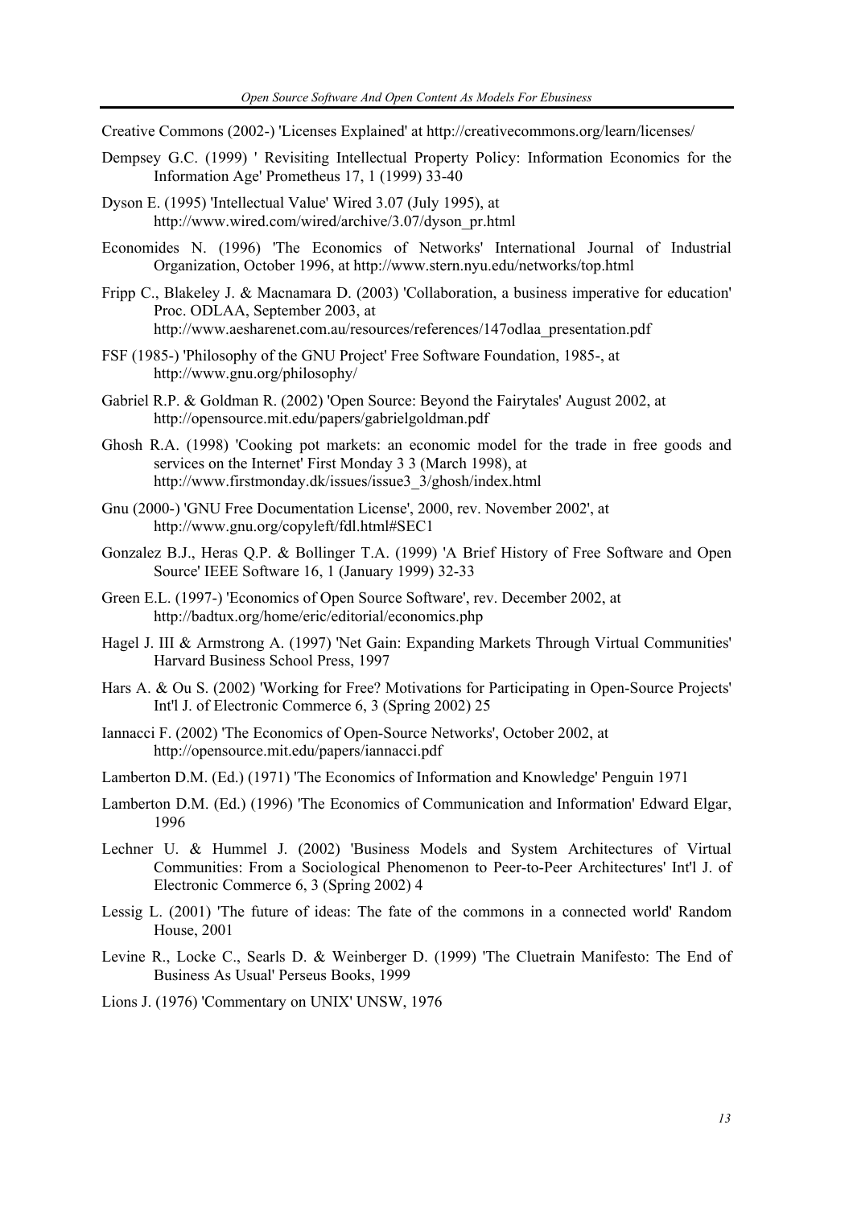Creative Commons (2002-) 'Licenses Explained' at http://creativecommons.org/learn/licenses/

Dempsey G.C. (1999) ' Revisiting Intellectual Property Policy: Information Economics for the Information Age' Prometheus 17, 1 (1999) 33-40

Dyson E. (1995) 'Intellectual Value' Wired 3.07 (July 1995), at http://www.wired.com/wired/archive/3.07/dyson_pr.html

Economides N. (1996) 'The Economics of Networks' International Journal of Industrial Organization, October 1996, at http://www.stern.nyu.edu/networks/top.html

Fripp C., Blakeley J. & Macnamara D. (2003) 'Collaboration, a business imperative for education' Proc. ODLAA, September 2003, at http://www.aesharenet.com.au/resources/references/147odlaa_presentation.pdf

FSF (1985-) 'Philosophy of the GNU Project' Free Software Foundation, 1985-, at http://www.gnu.org/philosophy/

Gabriel R.P. & Goldman R. (2002) 'Open Source: Beyond the Fairytales' August 2002, at http://opensource.mit.edu/papers/gabrielgoldman.pdf

Ghosh R.A. (1998) 'Cooking pot markets: an economic model for the trade in free goods and services on the Internet' First Monday 3 3 (March 1998), at http://www.firstmonday.dk/issues/issue3_3/ghosh/index.html

Gnu (2000-) 'GNU Free Documentation License', 2000, rev. November 2002', at http://www.gnu.org/copyleft/fdl.html#SEC1

Gonzalez B.J., Heras Q.P. & Bollinger T.A. (1999) 'A Brief History of Free Software and Open Source' IEEE Software 16, 1 (January 1999) 32-33

Green E.L. (1997-) 'Economics of Open Source Software', rev. December 2002, at http://badtux.org/home/eric/editorial/economics.php

Hagel J. III & Armstrong A. (1997) 'Net Gain: Expanding Markets Through Virtual Communities' Harvard Business School Press, 1997

Hars A. & Ou S. (2002) 'Working for Free? Motivations for Participating in Open-Source Projects' Int'l J. of Electronic Commerce 6, 3 (Spring 2002) 25

Iannacci F. (2002) 'The Economics of Open-Source Networks', October 2002, at http://opensource.mit.edu/papers/iannacci.pdf

Lamberton D.M. (Ed.) (1971) 'The Economics of Information and Knowledge' Penguin 1971

Lamberton D.M. (Ed.) (1996) 'The Economics of Communication and Information' Edward Elgar, 1996

Lechner U. & Hummel J. (2002) 'Business Models and System Architectures of Virtual Communities: From a Sociological Phenomenon to Peer-to-Peer Architectures' Int'l J. of Electronic Commerce 6, 3 (Spring 2002) 4

Lessig L. (2001) 'The future of ideas: The fate of the commons in a connected world' Random House, 2001

Levine R., Locke C., Searls D. & Weinberger D. (1999) 'The Cluetrain Manifesto: The End of Business As Usual' Perseus Books, 1999

Lions J. (1976) 'Commentary on UNIX' UNSW, 1976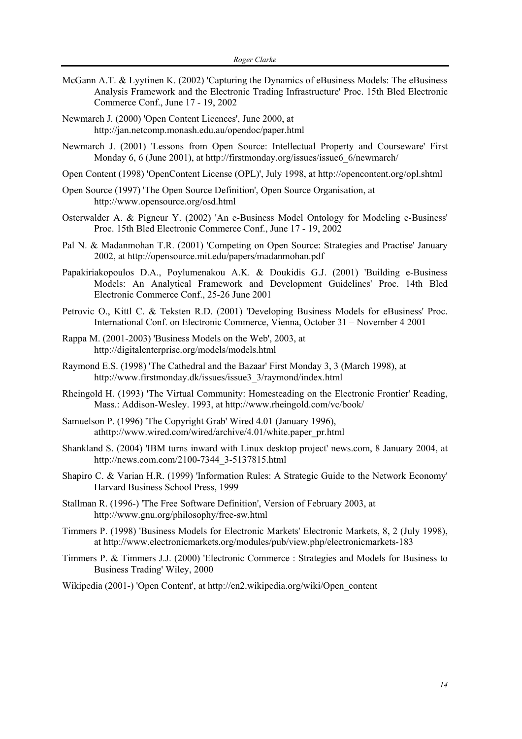McGann A.T. & Lyytinen K. (2002) 'Capturing the Dynamics of eBusiness Models: The eBusiness Analysis Framework and the Electronic Trading Infrastructure' Proc. 15th Bled Electronic Commerce Conf., June 17 - 19, 2002

Newmarch J. (2000) 'Open Content Licences', June 2000, at http://jan.netcomp.monash.edu.au/opendoc/paper.html

Newmarch J. (2001) 'Lessons from Open Source: Intellectual Property and Courseware' First Monday 6, 6 (June 2001), at http://firstmonday.org/issues/issue6_6/newmarch/

Open Content (1998) 'OpenContent License (OPL)', July 1998, at http://opencontent.org/opl.shtml

Open Source (1997) 'The Open Source Definition', Open Source Organisation, at http://www.opensource.org/osd.html

Osterwalder A. & Pigneur Y. (2002) 'An e-Business Model Ontology for Modeling e-Business' Proc. 15th Bled Electronic Commerce Conf., June 17 - 19, 2002

Pal N. & Madanmohan T.R. (2001) 'Competing on Open Source: Strategies and Practise' January 2002, at http://opensource.mit.edu/papers/madanmohan.pdf

Papakiriakopoulos D.A., Poylumenakou A.K. & Doukidis G.J. (2001) 'Building e-Business Models: An Analytical Framework and Development Guidelines' Proc. 14th Bled Electronic Commerce Conf., 25-26 June 2001

Petrovic O., Kittl C. & Teksten R.D. (2001) 'Developing Business Models for eBusiness' Proc. International Conf. on Electronic Commerce, Vienna, October 31 – November 4 2001

Rappa M. (2001-2003) 'Business Models on the Web', 2003, at http://digitalenterprise.org/models/models.html

Raymond E.S. (1998) 'The Cathedral and the Bazaar' First Monday 3, 3 (March 1998), at http://www.firstmonday.dk/issues/issue3_3/raymond/index.html

Rheingold H. (1993) 'The Virtual Community: Homesteading on the Electronic Frontier' Reading, Mass.: Addison-Wesley. 1993, at http://www.rheingold.com/vc/book/

Samuelson P. (1996) 'The Copyright Grab' Wired 4.01 (January 1996), athttp://www.wired.com/wired/archive/4.01/white.paper_pr.html

Shankland S. (2004) 'IBM turns inward with Linux desktop project' news.com, 8 January 2004, at http://news.com.com/2100-7344_3-5137815.html

Shapiro C. & Varian H.R. (1999) 'Information Rules: A Strategic Guide to the Network Economy' Harvard Business School Press, 1999

Stallman R. (1996-) 'The Free Software Definition', Version of February 2003, at http://www.gnu.org/philosophy/free-sw.html

Timmers P. (1998) 'Business Models for Electronic Markets' Electronic Markets, 8, 2 (July 1998), at http://www.electronicmarkets.org/modules/pub/view.php/electronicmarkets-183

Timmers P. & Timmers J.J. (2000) 'Electronic Commerce : Strategies and Models for Business to Business Trading' Wiley, 2000

Wikipedia (2001-) 'Open Content', at http://en2.wikipedia.org/wiki/Open_content